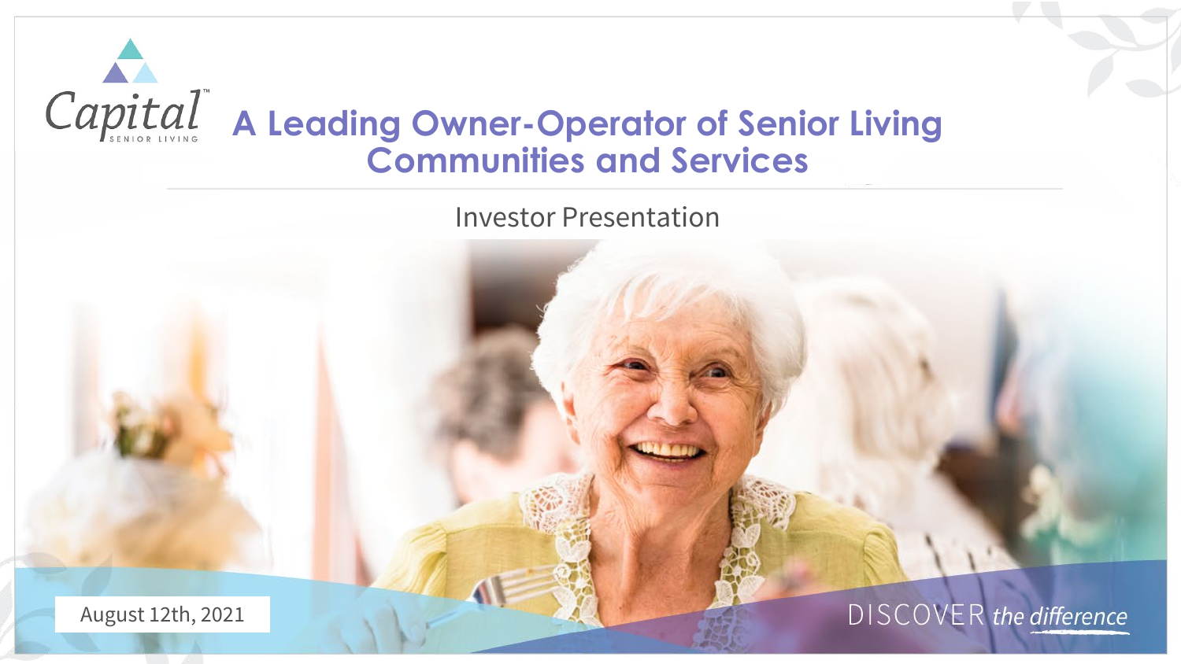Capital™ SENIOR LIVING

# A Leading Owner-Operator of Senior Living Communities and Services

Investor Presentation

August 12th, 2021

DISCOVER *the difference*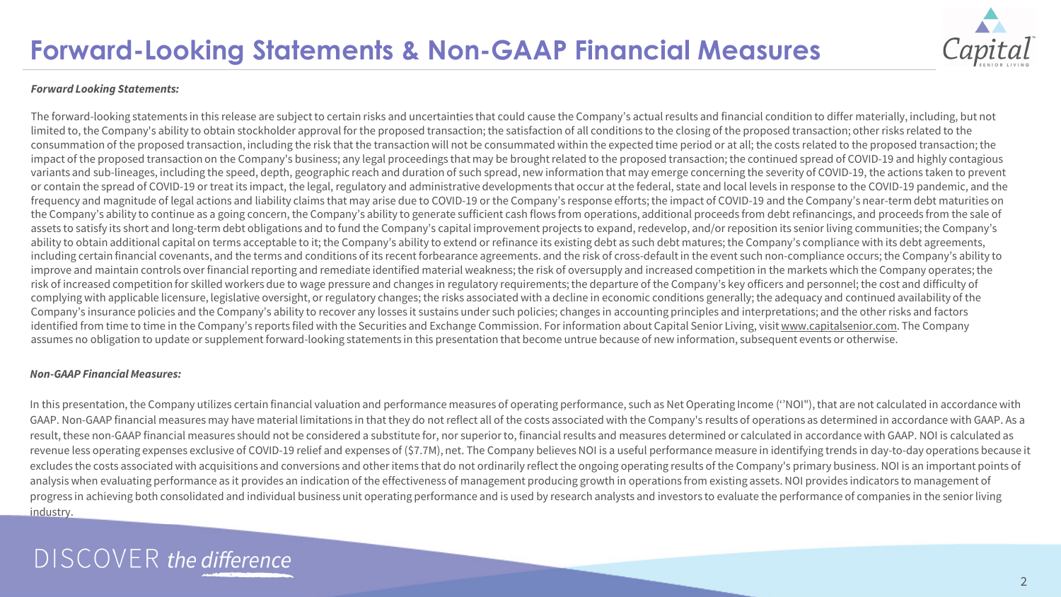# Forward-Looking Statements & Non-GAAP Financial Measures

***Forward Looking Statements:***

The forward-looking statements in this release are subject to certain risks and uncertainties that could cause the Company's actual results and financial condition to differ materially, including, but not limited to, the Company's ability to obtain stockholder approval for the proposed transaction; the satisfaction of all conditions to the closing of the proposed transaction; other risks related to the consummation of the proposed transaction, including the risk that the transaction will not be consummated within the expected time period or at all; the costs related to the proposed transaction; the impact of the proposed transaction on the Company's business; any legal proceedings that may be brought related to the proposed transaction; the continued spread of COVID-19 and highly contagious variants and sub-lineages, including the speed, depth, geographic reach and duration of such spread, new information that may emerge concerning the severity of COVID-19, the actions taken to prevent or contain the spread of COVID-19 or treat its impact, the legal, regulatory and administrative developments that occur at the federal, state and local levels in response to the COVID-19 pandemic, and the frequency and magnitude of legal actions and liability claims that may arise due to COVID-19 or the Company's response efforts; the impact of COVID-19 and the Company's near-term debt maturities on the Company's ability to continue as a going concern, the Company's ability to generate sufficient cash flows from operations, additional proceeds from debt refinancings, and proceeds from the sale of assets to satisfy its short and long-term debt obligations and to fund the Company's capital improvement projects to expand, redevelop, and/or reposition its senior living communities; the Company's ability to obtain additional capital on terms acceptable to it; the Company's ability to extend or refinance its existing debt as such debt matures; the Company's compliance with its debt agreements, including certain financial covenants, and the terms and conditions of its recent forbearance agreements. and the risk of cross-default in the event such non-compliance occurs; the Company's ability to improve and maintain controls over financial reporting and remediate identified material weakness; the risk of oversupply and increased competition in the markets which the Company operates; the risk of increased competition for skilled workers due to wage pressure and changes in regulatory requirements; the departure of the Company's key officers and personnel; the cost and difficulty of complying with applicable licensure, legislative oversight, or regulatory changes; the risks associated with a decline in economic conditions generally; the adequacy and continued availability of the Company's insurance policies and the Company's ability to recover any losses it sustains under such policies; changes in accounting principles and interpretations; and the other risks and factors identified from time to time in the Company's reports filed with the Securities and Exchange Commission. For information about Capital Senior Living, visit www.capitalsenior.com. The Company assumes no obligation to update or supplement forward-looking statements in this presentation that become untrue because of new information, subsequent events or otherwise.

***Non-GAAP Financial Measures:***

In this presentation, the Company utilizes certain financial valuation and performance measures of operating performance, such as Net Operating Income (''NOI"), that are not calculated in accordance with GAAP. Non-GAAP financial measures may have material limitations in that they do not reflect all of the costs associated with the Company's results of operations as determined in accordance with GAAP. As a result, these non-GAAP financial measures should not be considered a substitute for, nor superior to, financial results and measures determined or calculated in accordance with GAAP. NOI is calculated as revenue less operating expenses exclusive of COVID-19 relief and expenses of ($7.7M), net. The Company believes NOI is a useful performance measure in identifying trends in day-to-day operations because it excludes the costs associated with acquisitions and conversions and other items that do not ordinarily reflect the ongoing operating results of the Company's primary business. NOI is an important points of analysis when evaluating performance as it provides an indication of the effectiveness of management producing growth in operations from existing assets. NOI provides indicators to management of progress in achieving both consolidated and individual business unit operating performance and is used by research analysts and investors to evaluate the performance of companies in the senior living industry.

DISCOVER *the difference*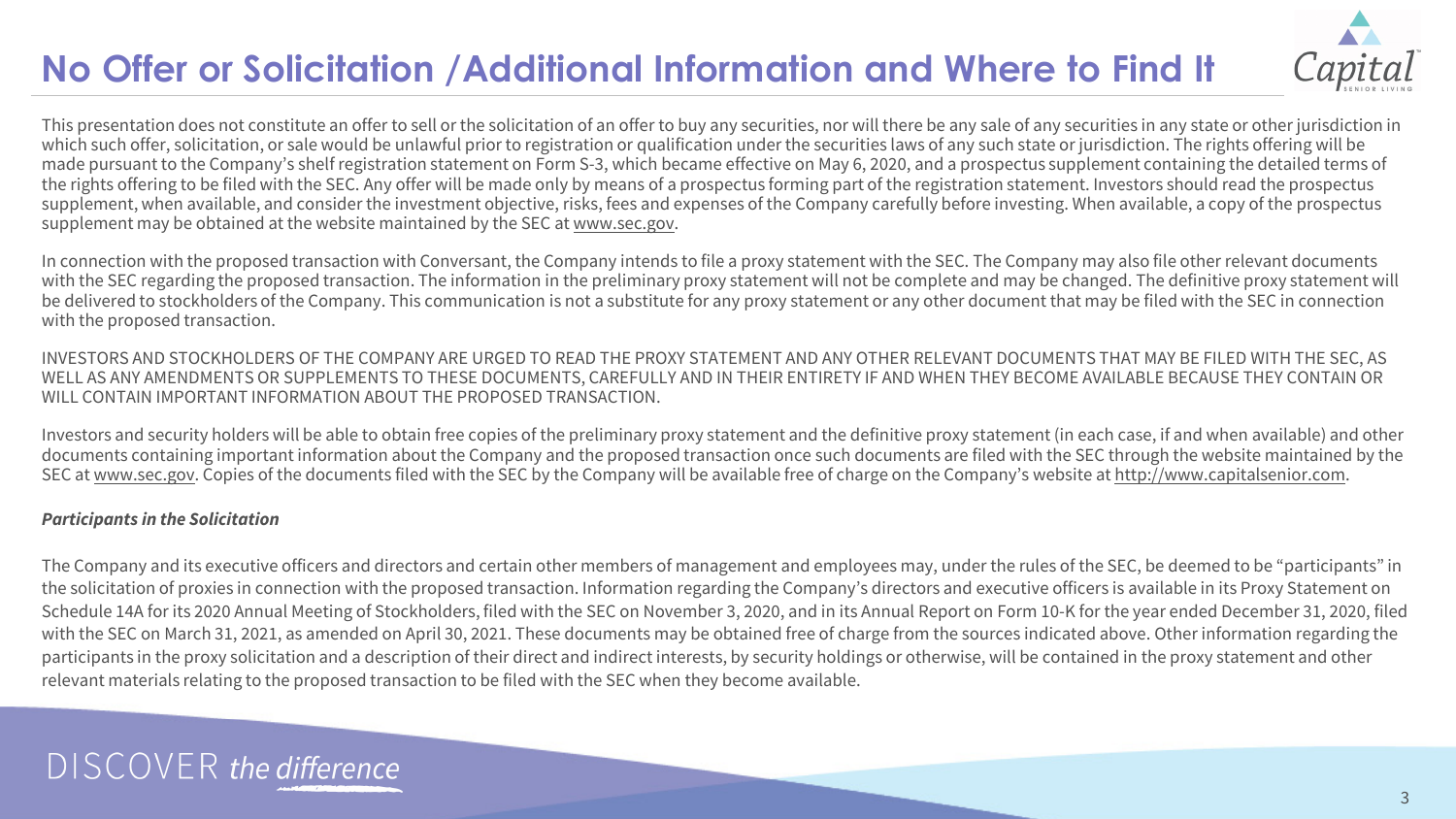# No Offer or Solicitation /Additional Information and Where to Find It

This presentation does not constitute an offer to sell or the solicitation of an offer to buy any securities, nor will there be any sale of any securities in any state or other jurisdiction in which such offer, solicitation, or sale would be unlawful prior to registration or qualification under the securities laws of any such state or jurisdiction. The rights offering will be made pursuant to the Company's shelf registration statement on Form S-3, which became effective on May 6, 2020, and a prospectus supplement containing the detailed terms of the rights offering to be filed with the SEC. Any offer will be made only by means of a prospectus forming part of the registration statement. Investors should read the prospectus supplement, when available, and consider the investment objective, risks, fees and expenses of the Company carefully before investing. When available, a copy of the prospectus supplement may be obtained at the website maintained by the SEC at www.sec.gov.

In connection with the proposed transaction with Conversant, the Company intends to file a proxy statement with the SEC. The Company may also file other relevant documents with the SEC regarding the proposed transaction. The information in the preliminary proxy statement will not be complete and may be changed. The definitive proxy statement will be delivered to stockholders of the Company. This communication is not a substitute for any proxy statement or any other document that may be filed with the SEC in connection with the proposed transaction.

INVESTORS AND STOCKHOLDERS OF THE COMPANY ARE URGED TO READ THE PROXY STATEMENT AND ANY OTHER RELEVANT DOCUMENTS THAT MAY BE FILED WITH THE SEC, AS WELL AS ANY AMENDMENTS OR SUPPLEMENTS TO THESE DOCUMENTS, CAREFULLY AND IN THEIR ENTIRETY IF AND WHEN THEY BECOME AVAILABLE BECAUSE THEY CONTAIN OR WILL CONTAIN IMPORTANT INFORMATION ABOUT THE PROPOSED TRANSACTION.

Investors and security holders will be able to obtain free copies of the preliminary proxy statement and the definitive proxy statement (in each case, if and when available) and other documents containing important information about the Company and the proposed transaction once such documents are filed with the SEC through the website maintained by the SEC at www.sec.gov. Copies of the documents filed with the SEC by the Company will be available free of charge on the Company's website at http://www.capitalsenior.com.

***Participants in the Solicitation***

The Company and its executive officers and directors and certain other members of management and employees may, under the rules of the SEC, be deemed to be "participants" in the solicitation of proxies in connection with the proposed transaction. Information regarding the Company's directors and executive officers is available in its Proxy Statement on Schedule 14A for its 2020 Annual Meeting of Stockholders, filed with the SEC on November 3, 2020, and in its Annual Report on Form 10-K for the year ended December 31, 2020, filed with the SEC on March 31, 2021, as amended on April 30, 2021. These documents may be obtained free of charge from the sources indicated above. Other information regarding the participants in the proxy solicitation and a description of their direct and indirect interests, by security holdings or otherwise, will be contained in the proxy statement and other relevant materials relating to the proposed transaction to be filed with the SEC when they become available.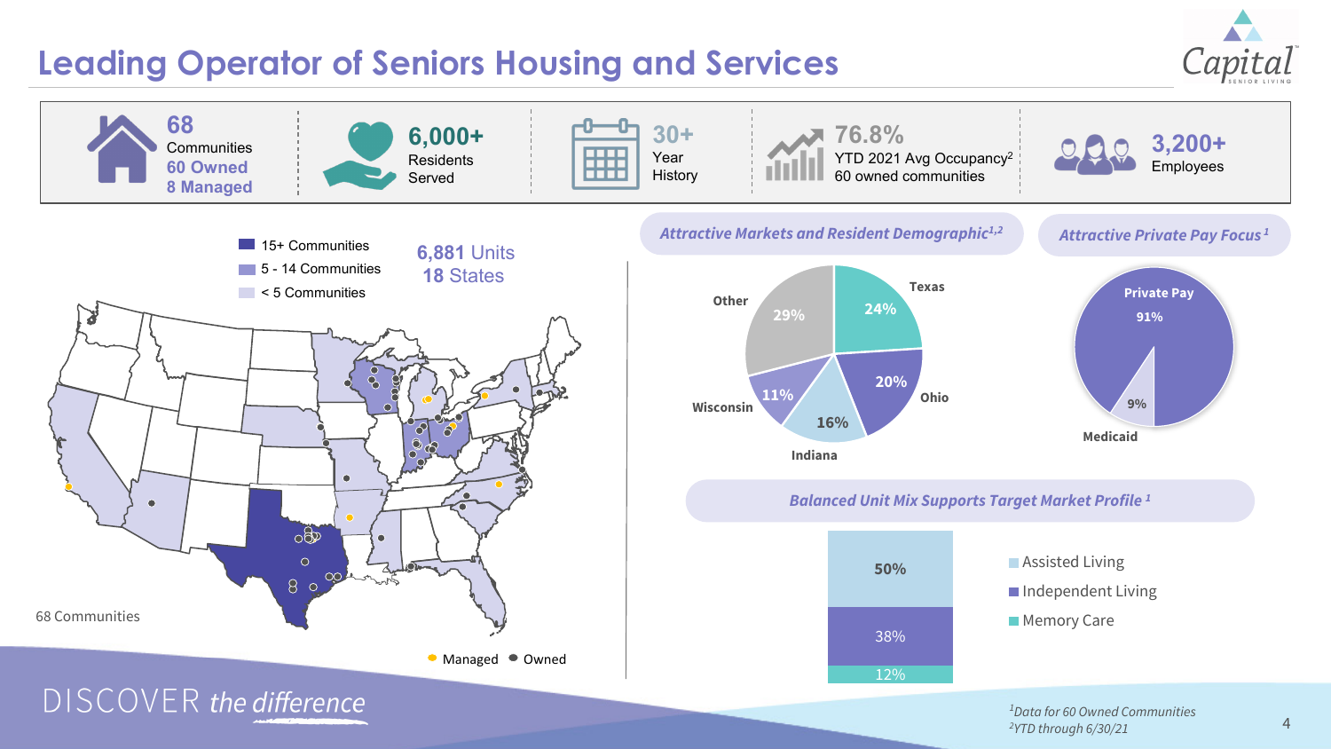# Leading Operator of Seniors Housing and Services

- **68** Communities — 60 Owned, 8 Managed
- **6,000+** Residents Served
- **30+** Year History
- **76.8%** YTD 2021 Avg Occupancy[2] — 60 owned communities
- **3,200+** Employees

**6,881 Units**
**18 States**

- 15+ Communities
- 5 - 14 Communities
- < 5 Communities

68 Communities

- Managed
- Owned

## *Attractive Markets and Resident Demographic[1,2]*

| Market | Share |
|---|---|
| Texas | 24% |
| Ohio | 20% |
| Indiana | 16% |
| Wisconsin | 11% |
| Other | 29% |

## *Attractive Private Pay Focus[1]*

| Payor | Share |
|---|---|
| Private Pay | 91% |
| Medicaid | 9% |

## *Balanced Unit Mix Supports Target Market Profile[1]*

| Unit Type | Share |
|---|---|
| Assisted Living | 50% |
| Independent Living | 38% |
| Memory Care | 12% |

DISCOVER *the difference*

[1]Data for 60 Owned Communities
[2]YTD through 6/30/21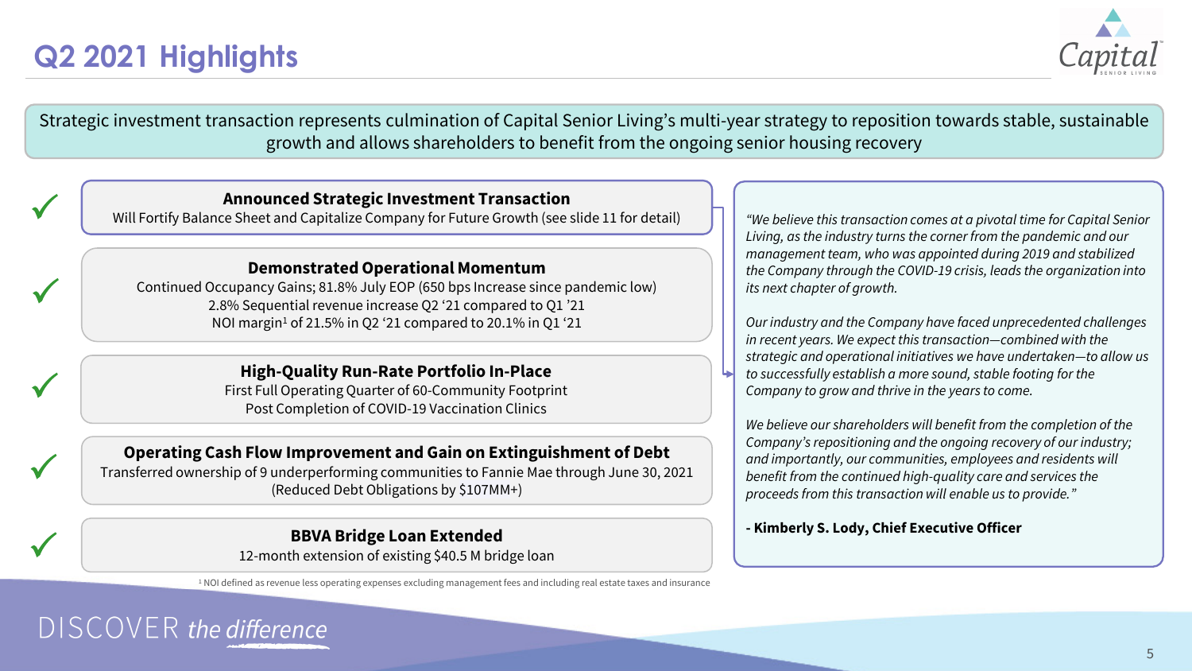# Q2 2021 Highlights

Strategic investment transaction represents culmination of Capital Senior Living's multi-year strategy to reposition towards stable, sustainable growth and allows shareholders to benefit from the ongoing senior housing recovery

✓ **Announced Strategic Investment Transaction**
Will Fortify Balance Sheet and Capitalize Company for Future Growth (see slide 11 for detail)

✓ **Demonstrated Operational Momentum**
Continued Occupancy Gains; 81.8% July EOP (650 bps Increase since pandemic low)
2.8% Sequential revenue increase Q2 '21 compared to Q1 '21
NOI margin[1] of 21.5% in Q2 '21 compared to 20.1% in Q1 '21

✓ **High-Quality Run-Rate Portfolio In-Place**
First Full Operating Quarter of 60-Community Footprint
Post Completion of COVID-19 Vaccination Clinics

✓ **Operating Cash Flow Improvement and Gain on Extinguishment of Debt**
Transferred ownership of 9 underperforming communities to Fannie Mae through June 30, 2021
(Reduced Debt Obligations by $107MM+)

✓ **BBVA Bridge Loan Extended**
12-month extension of existing $40.5 M bridge loan

[1] NOI defined as revenue less operating expenses excluding management fees and including real estate taxes and insurance

*"We believe this transaction comes at a pivotal time for Capital Senior Living, as the industry turns the corner from the pandemic and our management team, who was appointed during 2019 and stabilized the Company through the COVID-19 crisis, leads the organization into its next chapter of growth.*

*Our industry and the Company have faced unprecedented challenges in recent years. We expect this transaction—combined with the strategic and operational initiatives we have undertaken—to allow us to successfully establish a more sound, stable footing for the Company to grow and thrive in the years to come.*

*We believe our shareholders will benefit from the completion of the Company's repositioning and the ongoing recovery of our industry; and importantly, our communities, employees and residents will benefit from the continued high-quality care and services the proceeds from this transaction will enable us to provide."*

**- Kimberly S. Lody, Chief Executive Officer**

DISCOVER *the difference*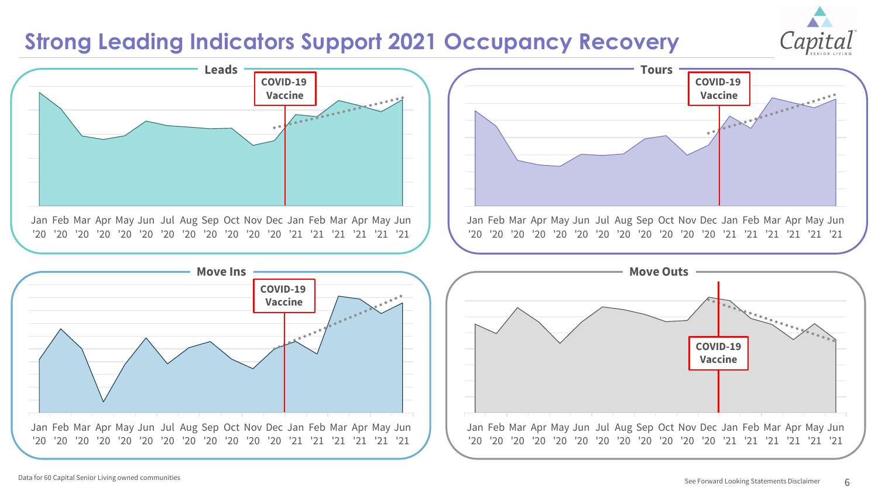# Strong Leading Indicators Support 2021 Occupancy Recovery

## Leads

COVID-19 Vaccine

Jan '20 Feb '20 Mar '20 Apr '20 May '20 Jun '20 Jul '20 Aug '20 Sep '20 Oct '20 Nov '20 Dec '20 Jan '21 Feb '21 Mar '21 Apr '21 May '21 Jun '21

## Tours

COVID-19 Vaccine

Jan '20 Feb '20 Mar '20 Apr '20 May '20 Jun '20 Jul '20 Aug '20 Sep '20 Oct '20 Nov '20 Dec '20 Jan '21 Feb '21 Mar '21 Apr '21 May '21 Jun '21

## Move Ins

COVID-19 Vaccine

Jan '20 Feb '20 Mar '20 Apr '20 May '20 Jun '20 Jul '20 Aug '20 Sep '20 Oct '20 Nov '20 Dec '20 Jan '21 Feb '21 Mar '21 Apr '21 May '21 Jun '21

## Move Outs

COVID-19 Vaccine

Jan '20 Feb '20 Mar '20 Apr '20 May '20 Jun '20 Jul '20 Aug '20 Sep '20 Oct '20 Nov '20 Dec '20 Jan '21 Feb '21 Mar '21 Apr '21 May '21 Jun '21

Data for 60 Capital Senior Living owned communities

See Forward Looking Statements Disclaimer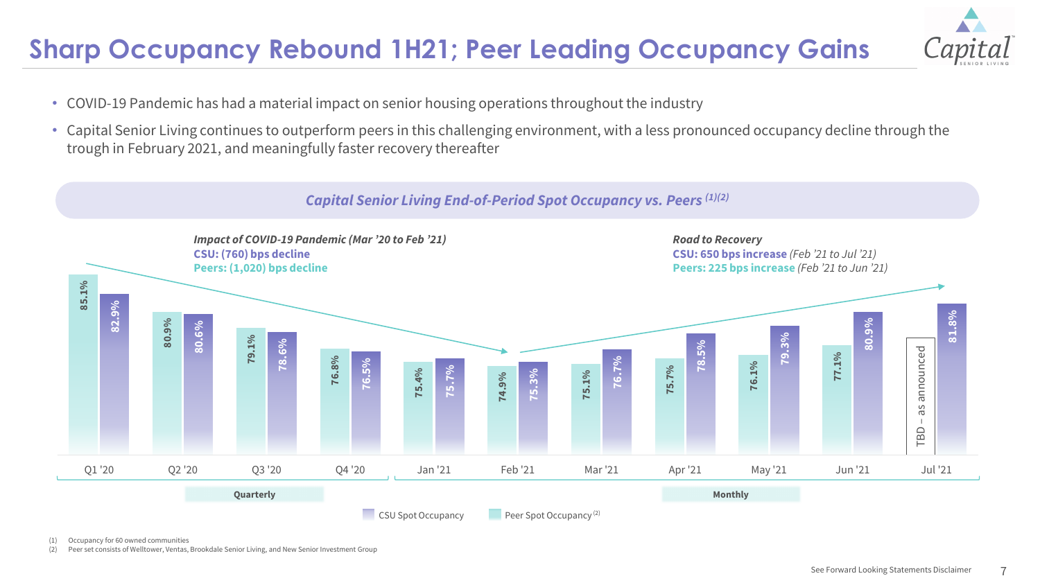# Sharp Occupancy Rebound 1H21; Peer Leading Occupancy Gains

- COVID-19 Pandemic has had a material impact on senior housing operations throughout the industry
- Capital Senior Living continues to outperform peers in this challenging environment, with a less pronounced occupancy decline through the trough in February 2021, and meaningfully faster recovery thereafter

## *Capital Senior Living End-of-Period Spot Occupancy vs. Peers [(1)(2)]*

***Impact of COVID-19 Pandemic (Mar '20 to Feb '21)***
**CSU: (760) bps decline**
**Peers: (1,020) bps decline**

***Road to Recovery***
**CSU: 650 bps increase** *(Feb '21 to Jul '21)*
**Peers: 225 bps increase** *(Feb '21 to Jun '21)*

| Period | | Peer Spot Occupancy [(2)] | CSU Spot Occupancy |
|---|---|---|---|
| Q1 '20 | Quarterly | 85.1% | 82.9% |
| Q2 '20 | Quarterly | 80.9% | 80.6% |
| Q3 '20 | Quarterly | 79.1% | 78.6% |
| Q4 '20 | Quarterly | 76.8% | 76.5% |
| Jan '21 | Monthly | 75.4% | 75.7% |
| Feb '21 | Monthly | 74.9% | 75.3% |
| Mar '21 | Monthly | 75.1% | 76.7% |
| Apr '21 | Monthly | 75.7% | 78.5% |
| May '21 | Monthly | 76.1% | 79.3% |
| Jun '21 | Monthly | 77.1% | 80.9% |
| Jul '21 | Monthly | TBD – as announced | 81.8% |

(1) Occupancy for 60 owned communities
(2) Peer set consists of Welltower, Ventas, Brookdale Senior Living, and New Senior Investment Group

See Forward Looking Statements Disclaimer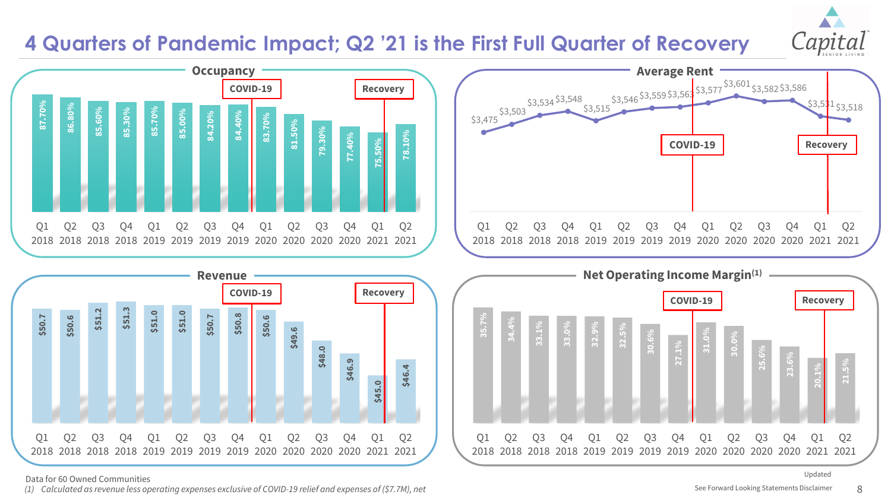# 4 Quarters of Pandemic Impact; Q2 '21 is the First Full Quarter of Recovery

## Occupancy

| Q1 2018 | Q2 2018 | Q3 2018 | Q4 2018 | Q1 2019 | Q2 2019 | Q3 2019 | Q4 2019 | Q1 2020 | Q2 2020 | Q3 2020 | Q4 2020 | Q1 2021 | Q2 2021 |
|---|---|---|---|---|---|---|---|---|---|---|---|---|---|
| 87.70% | 86.80% | 85.60% | 85.30% | 85.70% | 85.00% | 84.20% | 84.40% | 83.70% | 81.50% | 79.30% | 77.40% | 75.50% | 78.10% |

COVID-19 | Recovery

## Average Rent

| Q1 2018 | Q2 2018 | Q3 2018 | Q4 2018 | Q1 2019 | Q2 2019 | Q3 2019 | Q4 2019 | Q1 2020 | Q2 2020 | Q3 2020 | Q4 2020 | Q1 2021 | Q2 2021 |
|---|---|---|---|---|---|---|---|---|---|---|---|---|---|
| $3,475 | $3,503 | $3,534 | $3,548 | $3,515 | $3,546 | $3,559 | $3,563 | $3,577 | $3,601 | $3,582 | $3,586 | $3,531 | $3,518 |

COVID-19 | Recovery

## Revenue

| Q1 2018 | Q2 2018 | Q3 2018 | Q4 2018 | Q1 2019 | Q2 2019 | Q3 2019 | Q4 2019 | Q1 2020 | Q2 2020 | Q3 2020 | Q4 2020 | Q1 2021 | Q2 2021 |
|---|---|---|---|---|---|---|---|---|---|---|---|---|---|
| $50.7 | $50.6 | $51.2 | $51.3 | $51.0 | $51.0 | $50.7 | $50.8 | $50.6 | $49.6 | $48.0 | $46.9 | $45.0 | $46.4 |

COVID-19 | Recovery

## Net Operating Income Margin(1)

| Q1 2018 | Q2 2018 | Q3 2018 | Q4 2018 | Q1 2019 | Q2 2019 | Q3 2019 | Q4 2019 | Q1 2020 | Q2 2020 | Q3 2020 | Q4 2020 | Q1 2021 | Q2 2021 |
|---|---|---|---|---|---|---|---|---|---|---|---|---|---|
| 35.7% | 34.4% | 33.1% | 33.0% | 32.9% | 32.5% | 30.6% | 27.1% | 31.0% | 30.0% | 25.6% | 23.6% | 20.1% | 21.5% |

COVID-19 | Recovery

Data for 60 Owned Communities

*(1) Calculated as revenue less operating expenses exclusive of COVID-19 relief and expenses of ($7.7M), net*

Updated

See Forward Looking Statements Disclaimer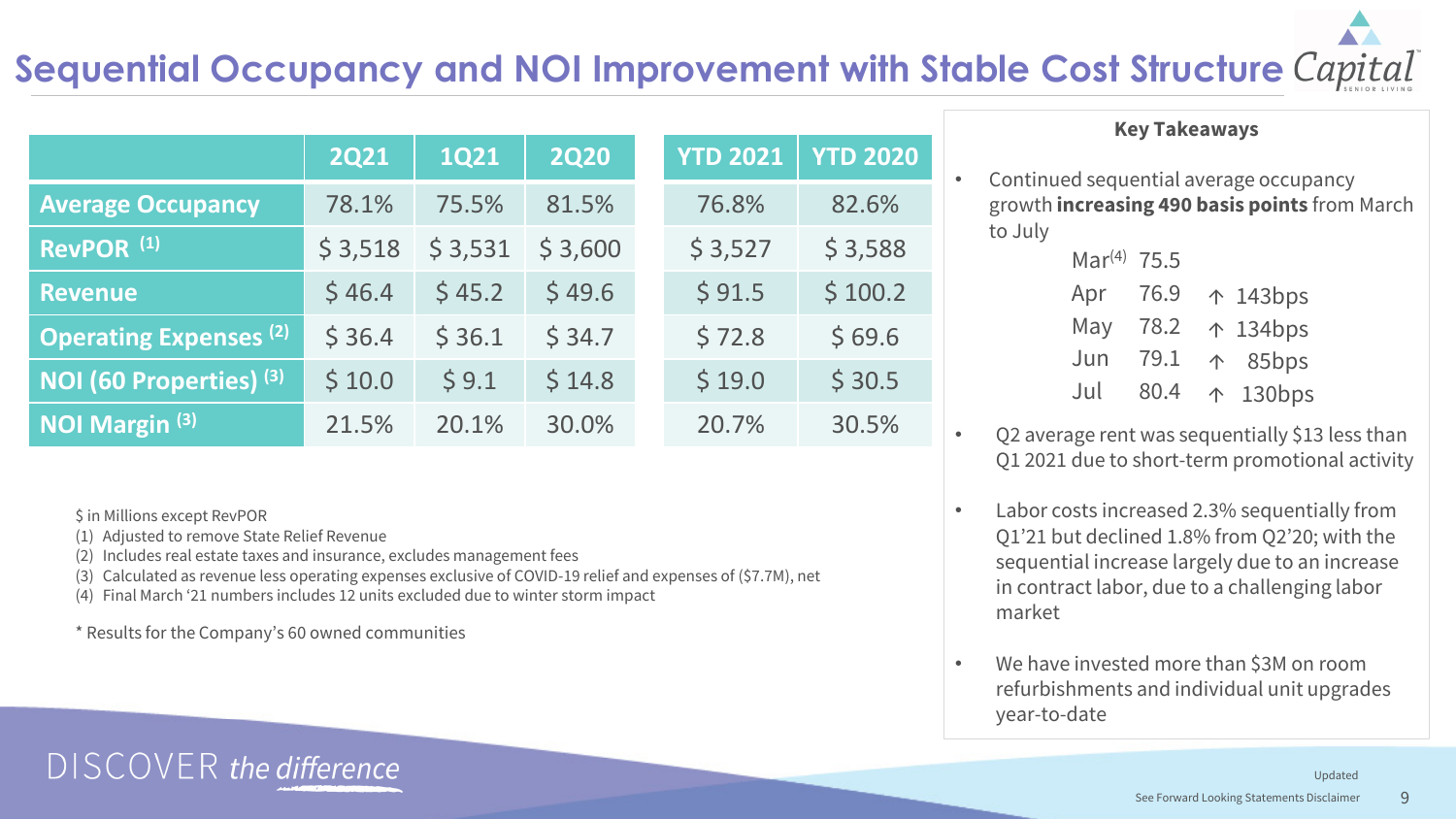# Sequential Occupancy and NOI Improvement with Stable Cost Structure

| | 2Q21 | 1Q21 | 2Q20 | YTD 2021 | YTD 2020 |
|---|---|---|---|---|---|
| Average Occupancy | 78.1% | 75.5% | 81.5% | 76.8% | 82.6% |
| RevPOR (1) | $ 3,518 | $ 3,531 | $ 3,600 | $ 3,527 | $ 3,588 |
| Revenue | $ 46.4 | $ 45.2 | $ 49.6 | $ 91.5 | $ 100.2 |
| Operating Expenses (2) | $ 36.4 | $ 36.1 | $ 34.7 | $ 72.8 | $ 69.6 |
| NOI (60 Properties) (3) | $ 10.0 | $ 9.1 | $ 14.8 | $ 19.0 | $ 30.5 |
| NOI Margin (3) | 21.5% | 20.1% | 30.0% | 20.7% | 30.5% |

$ in Millions except RevPOR

(1) Adjusted to remove State Relief Revenue
(2) Includes real estate taxes and insurance, excludes management fees
(3) Calculated as revenue less operating expenses exclusive of COVID-19 relief and expenses of ($7.7M), net
(4) Final March '21 numbers includes 12 units excluded due to winter storm impact

\* Results for the Company's 60 owned communities

### Key Takeaways

- Continued sequential average occupancy growth **increasing 490 basis points** from March to July

| | | |
|---|---|---|
| Mar(4) | 75.5 | |
| Apr | 76.9 | ↑ 143bps |
| May | 78.2 | ↑ 134bps |
| Jun | 79.1 | ↑ 85bps |
| Jul | 80.4 | ↑ 130bps |

- Q2 average rent was sequentially $13 less than Q1 2021 due to short-term promotional activity
- Labor costs increased 2.3% sequentially from Q1'21 but declined 1.8% from Q2'20; with the sequential increase largely due to an increase in contract labor, due to a challenging labor market
- We have invested more than $3M on room refurbishments and individual unit upgrades year-to-date

DISCOVER *the difference*

Updated

See Forward Looking Statements Disclaimer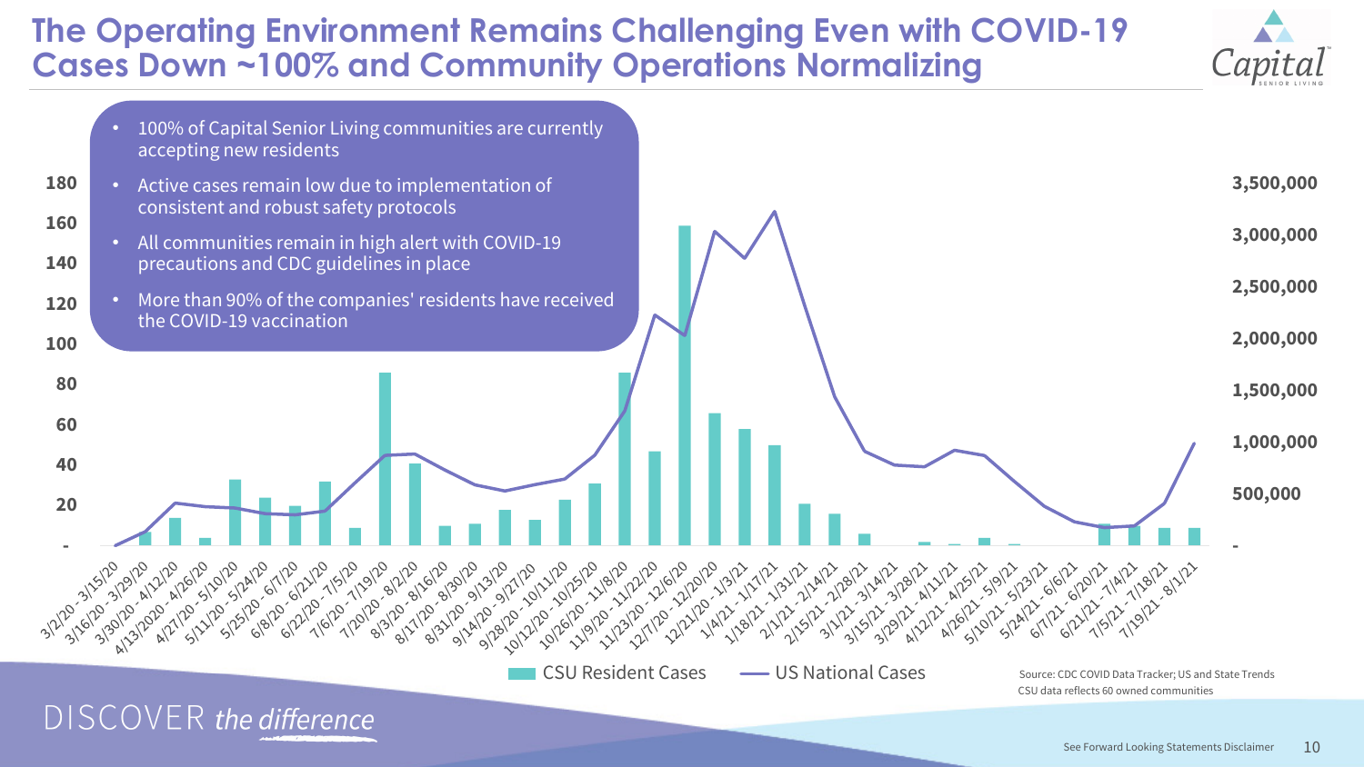# The Operating Environment Remains Challenging Even with COVID-19 Cases Down ~100% and Community Operations Normalizing

- 100% of Capital Senior Living communities are currently accepting new residents
- Active cases remain low due to implementation of consistent and robust safety protocols
- All communities remain in high alert with COVID-19 precautions and CDC guidelines in place
- More than 90% of the companies' residents have received the COVID-19 vaccination

CSU Resident Cases — US National Cases

Source: CDC COVID Data Tracker; US and State Trends
CSU data reflects 60 owned communities

DISCOVER *the difference*

See Forward Looking Statements Disclaimer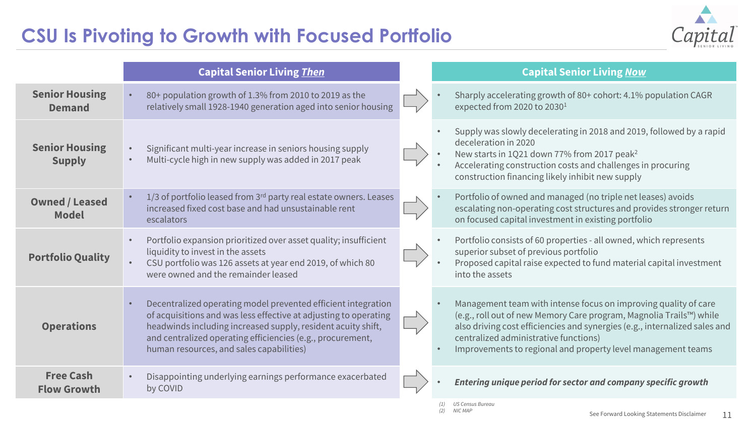# CSU Is Pivoting to Growth with Focused Portfolio

| | Capital Senior Living *Then* | Capital Senior Living *Now* |
|---|---|---|
| **Senior Housing Demand** | • 80+ population growth of 1.3% from 2010 to 2019 as the relatively small 1928-1940 generation aged into senior housing | • Sharply accelerating growth of 80+ cohort: 4.1% population CAGR expected from 2020 to 2030[1] |
| **Senior Housing Supply** | • Significant multi-year increase in seniors housing supply<br>• Multi-cycle high in new supply was added in 2017 peak | • Supply was slowly decelerating in 2018 and 2019, followed by a rapid deceleration in 2020<br>• New starts in 1Q21 down 77% from 2017 peak[2]<br>• Accelerating construction costs and challenges in procuring construction financing likely inhibit new supply |
| **Owned / Leased Model** | • 1/3 of portfolio leased from 3rd party real estate owners. Leases increased fixed cost base and had unsustainable rent escalators | • Portfolio of owned and managed (no triple net leases) avoids escalating non-operating cost structures and provides stronger return on focused capital investment in existing portfolio |
| **Portfolio Quality** | • Portfolio expansion prioritized over asset quality; insufficient liquidity to invest in the assets<br>• CSU portfolio was 126 assets at year end 2019, of which 80 were owned and the remainder leased | • Portfolio consists of 60 properties - all owned, which represents superior subset of previous portfolio<br>• Proposed capital raise expected to fund material capital investment into the assets |
| **Operations** | • Decentralized operating model prevented efficient integration of acquisitions and was less effective at adjusting to operating headwinds including increased supply, resident acuity shift, and centralized operating efficiencies (e.g., procurement, human resources, and sales capabilities) | • Management team with intense focus on improving quality of care (e.g., roll out of new Memory Care program, Magnolia Trails™) while also driving cost efficiencies and synergies (e.g., internalized sales and centralized administrative functions)<br>• Improvements to regional and property level management teams |
| **Free Cash Flow Growth** | • Disappointing underlying earnings performance exacerbated by COVID | • ***Entering unique period for sector and company specific growth*** |

(1) US Census Bureau
(2) NIC MAP

See Forward Looking Statements Disclaimer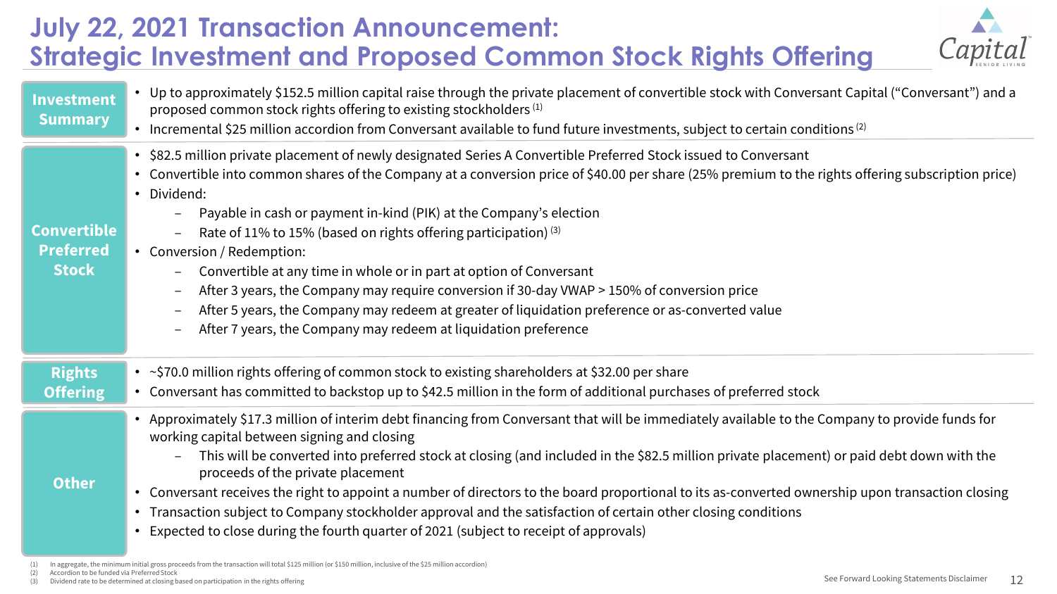# July 22, 2021 Transaction Announcement: Strategic Investment and Proposed Common Stock Rights Offering

### Investment Summary

- Up to approximately $152.5 million capital raise through the private placement of convertible stock with Conversant Capital ("Conversant") and a proposed common stock rights offering to existing stockholders [1]
- Incremental $25 million accordion from Conversant available to fund future investments, subject to certain conditions [2]

### Convertible Preferred Stock

- $82.5 million private placement of newly designated Series A Convertible Preferred Stock issued to Conversant
- Convertible into common shares of the Company at a conversion price of $40.00 per share (25% premium to the rights offering subscription price)
- Dividend:
  - Payable in cash or payment in-kind (PIK) at the Company's election
  - Rate of 11% to 15% (based on rights offering participation) [3]
- Conversion / Redemption:
  - Convertible at any time in whole or in part at option of Conversant
  - After 3 years, the Company may require conversion if 30-day VWAP > 150% of conversion price
  - After 5 years, the Company may redeem at greater of liquidation preference or as-converted value
  - After 7 years, the Company may redeem at liquidation preference

### Rights Offering

- ~$70.0 million rights offering of common stock to existing shareholders at $32.00 per share
- Conversant has committed to backstop up to $42.5 million in the form of additional purchases of preferred stock

### Other

- Approximately $17.3 million of interim debt financing from Conversant that will be immediately available to the Company to provide funds for working capital between signing and closing
  - This will be converted into preferred stock at closing (and included in the $82.5 million private placement) or paid debt down with the proceeds of the private placement
- Conversant receives the right to appoint a number of directors to the board proportional to its as-converted ownership upon transaction closing
- Transaction subject to Company stockholder approval and the satisfaction of certain other closing conditions
- Expected to close during the fourth quarter of 2021 (subject to receipt of approvals)

(1) In aggregate, the minimum initial gross proceeds from the transaction will total $125 million (or $150 million, inclusive of the $25 million accordion)
(2) Accordion to be funded via Preferred Stock
(3) Dividend rate to be determined at closing based on participation in the rights offering

See Forward Looking Statements Disclaimer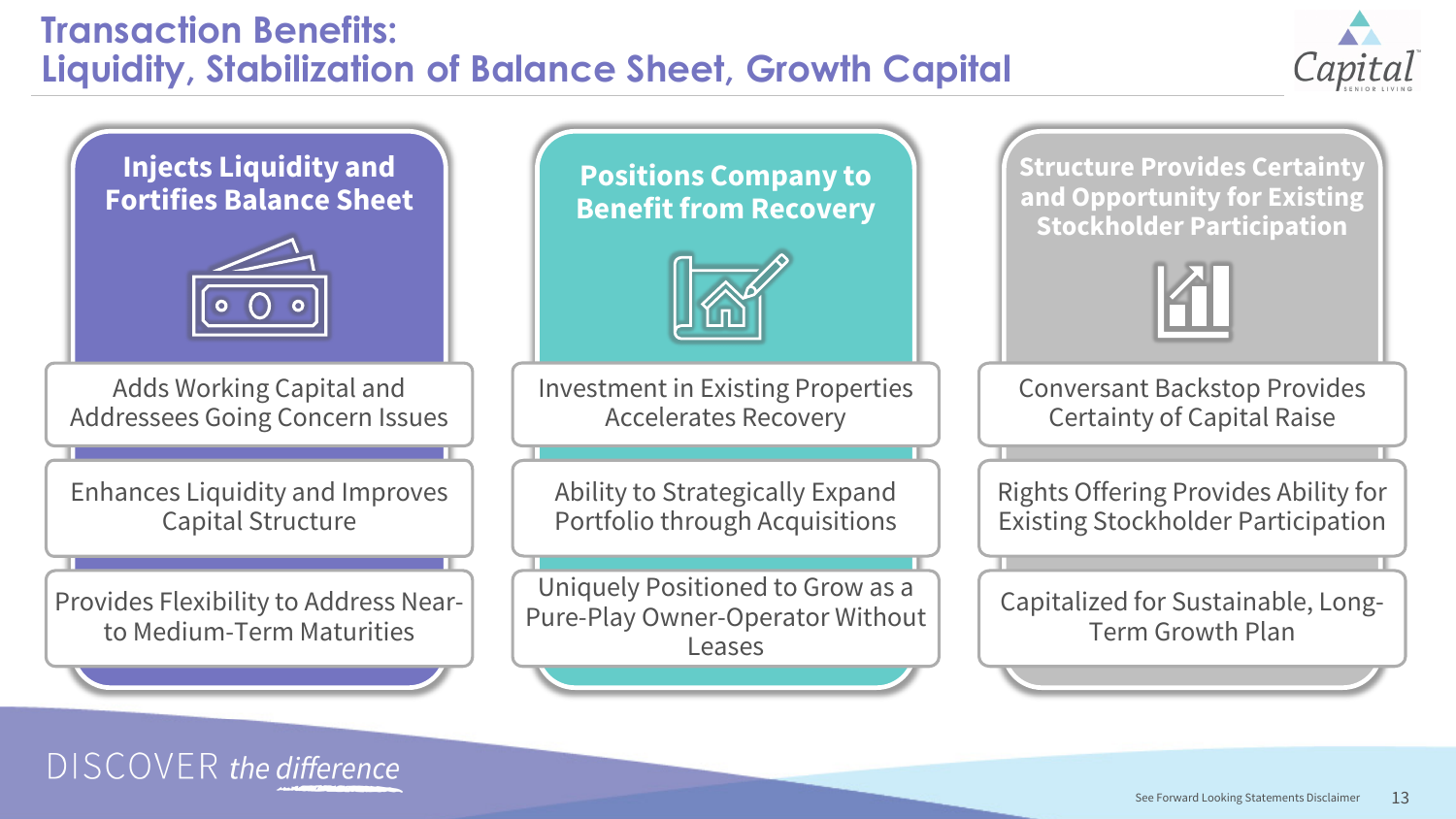# Transaction Benefits: Liquidity, Stabilization of Balance Sheet, Growth Capital

## Injects Liquidity and Fortifies Balance Sheet

- Adds Working Capital and Addressees Going Concern Issues
- Enhances Liquidity and Improves Capital Structure
- Provides Flexibility to Address Near- to Medium-Term Maturities

## Positions Company to Benefit from Recovery

- Investment in Existing Properties Accelerates Recovery
- Ability to Strategically Expand Portfolio through Acquisitions
- Uniquely Positioned to Grow as a Pure-Play Owner-Operator Without Leases

## Structure Provides Certainty and Opportunity for Existing Stockholder Participation

- Conversant Backstop Provides Certainty of Capital Raise
- Rights Offering Provides Ability for Existing Stockholder Participation
- Capitalized for Sustainable, Long-Term Growth Plan

DISCOVER *the difference*

See Forward Looking Statements Disclaimer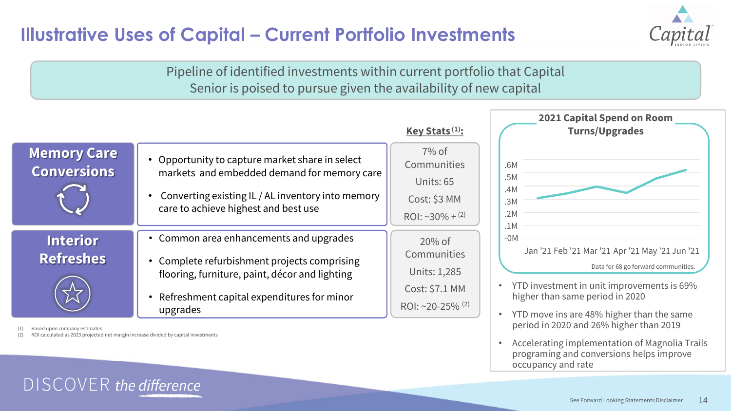# Illustrative Uses of Capital – Current Portfolio Investments

Pipeline of identified investments within current portfolio that Capital Senior is poised to pursue given the availability of new capital

| | | Key Stats [1]: |
|---|---|---|
| **Memory Care Conversions** | • Opportunity to capture market share in select markets and embedded demand for memory care<br>• Converting existing IL / AL inventory into memory care to achieve highest and best use | 7% of Communities<br>Units: 65<br>Cost: $3 MM<br>ROI: ~30% + [2] |
| **Interior Refreshes** | • Common area enhancements and upgrades<br>• Complete refurbishment projects comprising flooring, furniture, paint, décor and lighting<br>• Refreshment capital expenditures for minor upgrades | 20% of Communities<br>Units: 1,285<br>Cost: $7.1 MM<br>ROI: ~20-25% [2] |

(1) Based upon company estimates
(2) ROI calculated as 2023 projected net margin increase divided by capital investments

**2021 Capital Spend on Room Turns/Upgrades**

Data for 68 go forward communities.

- YTD investment in unit improvements is 69% higher than same period in 2020
- YTD move ins are 48% higher than the same period in 2020 and 26% higher than 2019
- Accelerating implementation of Magnolia Trails programing and conversions helps improve occupancy and rate

DISCOVER *the difference*

See Forward Looking Statements Disclaimer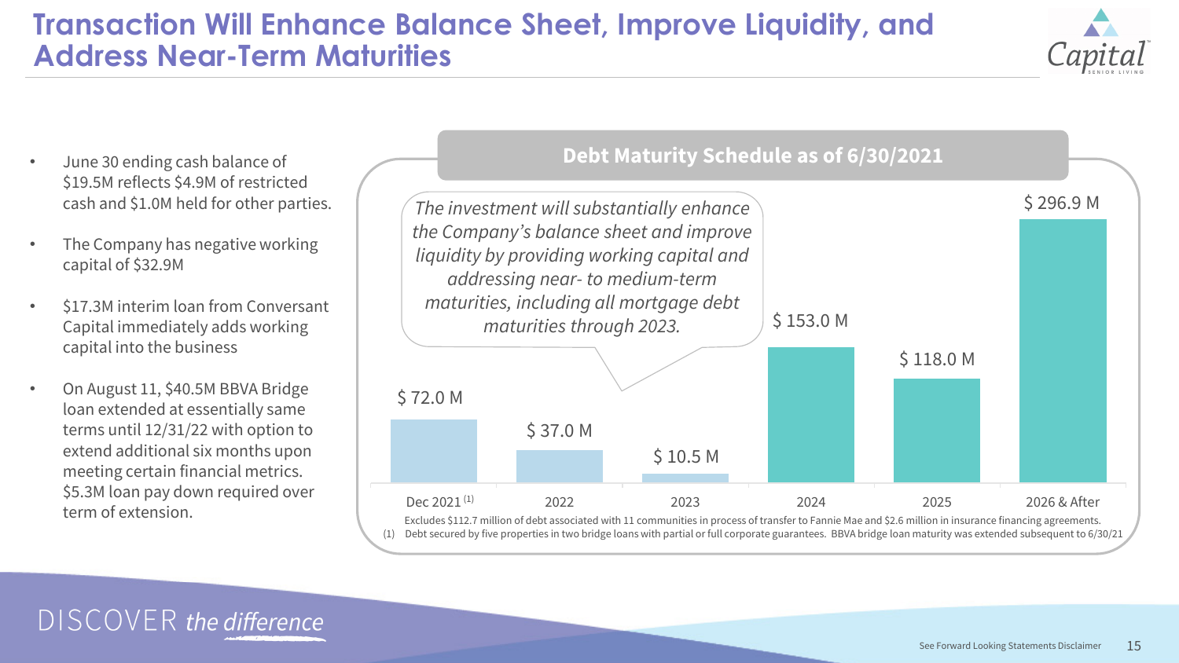# Transaction Will Enhance Balance Sheet, Improve Liquidity, and Address Near-Term Maturities

- June 30 ending cash balance of $19.5M reflects $4.9M of restricted cash and $1.0M held for other parties.
- The Company has negative working capital of $32.9M
- $17.3M interim loan from Conversant Capital immediately adds working capital into the business
- On August 11, $40.5M BBVA Bridge loan extended at essentially same terms until 12/31/22 with option to extend additional six months upon meeting certain financial metrics. $5.3M loan pay down required over term of extension.

## Debt Maturity Schedule as of 6/30/2021

*The investment will substantially enhance the Company's balance sheet and improve liquidity by providing working capital and addressing near- to medium-term maturities, including all mortgage debt maturities through 2023.*

| Dec 2021 [1] | 2022 | 2023 | 2024 | 2025 | 2026 & After |
|---|---|---|---|---|---|
| $ 72.0 M | $ 37.0 M | $ 10.5 M | $ 153.0 M | $ 118.0 M | $ 296.9 M |

Excludes $112.7 million of debt associated with 11 communities in process of transfer to Fannie Mae and $2.6 million in insurance financing agreements.

(1) Debt secured by five properties in two bridge loans with partial or full corporate guarantees. BBVA bridge loan maturity was extended subsequent to 6/30/21

DISCOVER *the difference*

See Forward Looking Statements Disclaimer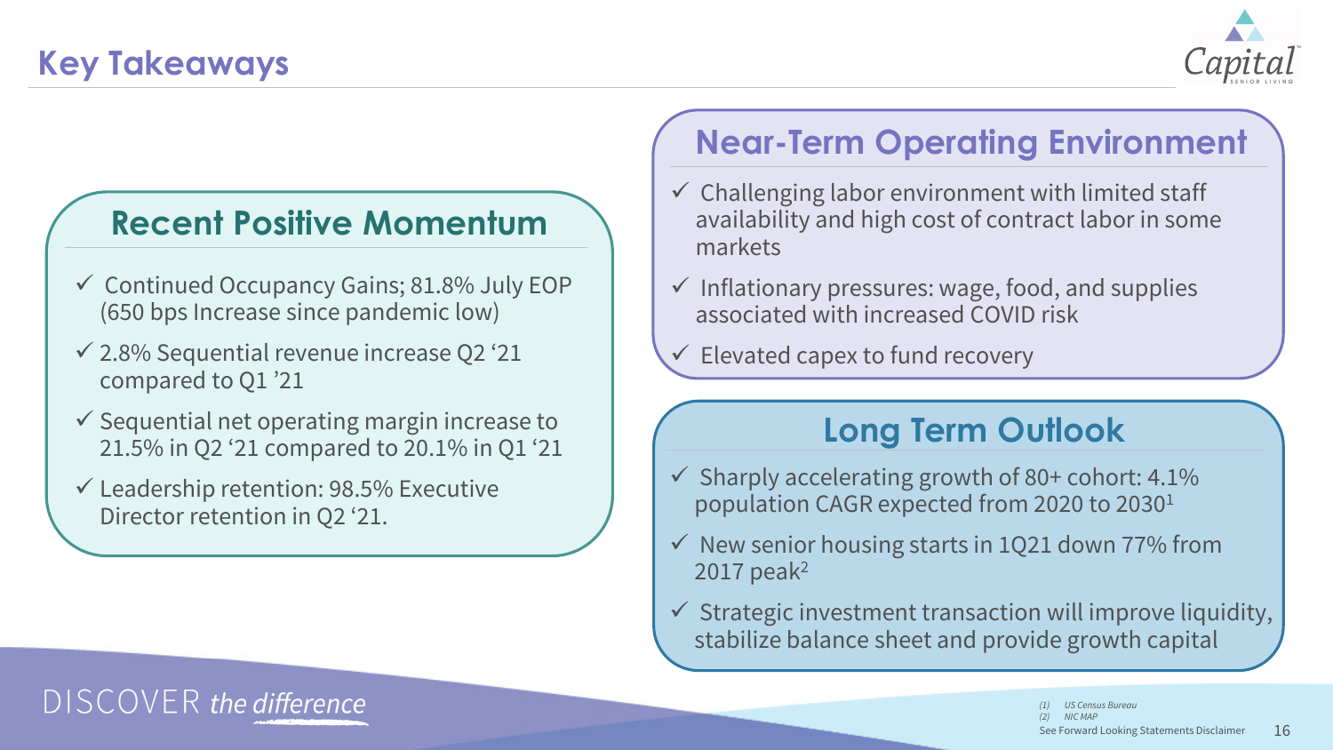# Key Takeaways

## Recent Positive Momentum

- ✓ Continued Occupancy Gains; 81.8% July EOP (650 bps Increase since pandemic low)
- ✓ 2.8% Sequential revenue increase Q2 '21 compared to Q1 '21
- ✓ Sequential net operating margin increase to 21.5% in Q2 '21 compared to 20.1% in Q1 '21
- ✓ Leadership retention: 98.5% Executive Director retention in Q2 '21.

## Near-Term Operating Environment

- ✓ Challenging labor environment with limited staff availability and high cost of contract labor in some markets
- ✓ Inflationary pressures: wage, food, and supplies associated with increased COVID risk
- ✓ Elevated capex to fund recovery

## Long Term Outlook

- ✓ Sharply accelerating growth of 80+ cohort: 4.1% population CAGR expected from 2020 to 2030[1]
- ✓ New senior housing starts in 1Q21 down 77% from 2017 peak[2]
- ✓ Strategic investment transaction will improve liquidity, stabilize balance sheet and provide growth capital

DISCOVER *the difference*

(1) US Census Bureau
(2) NIC MAP

See Forward Looking Statements Disclaimer